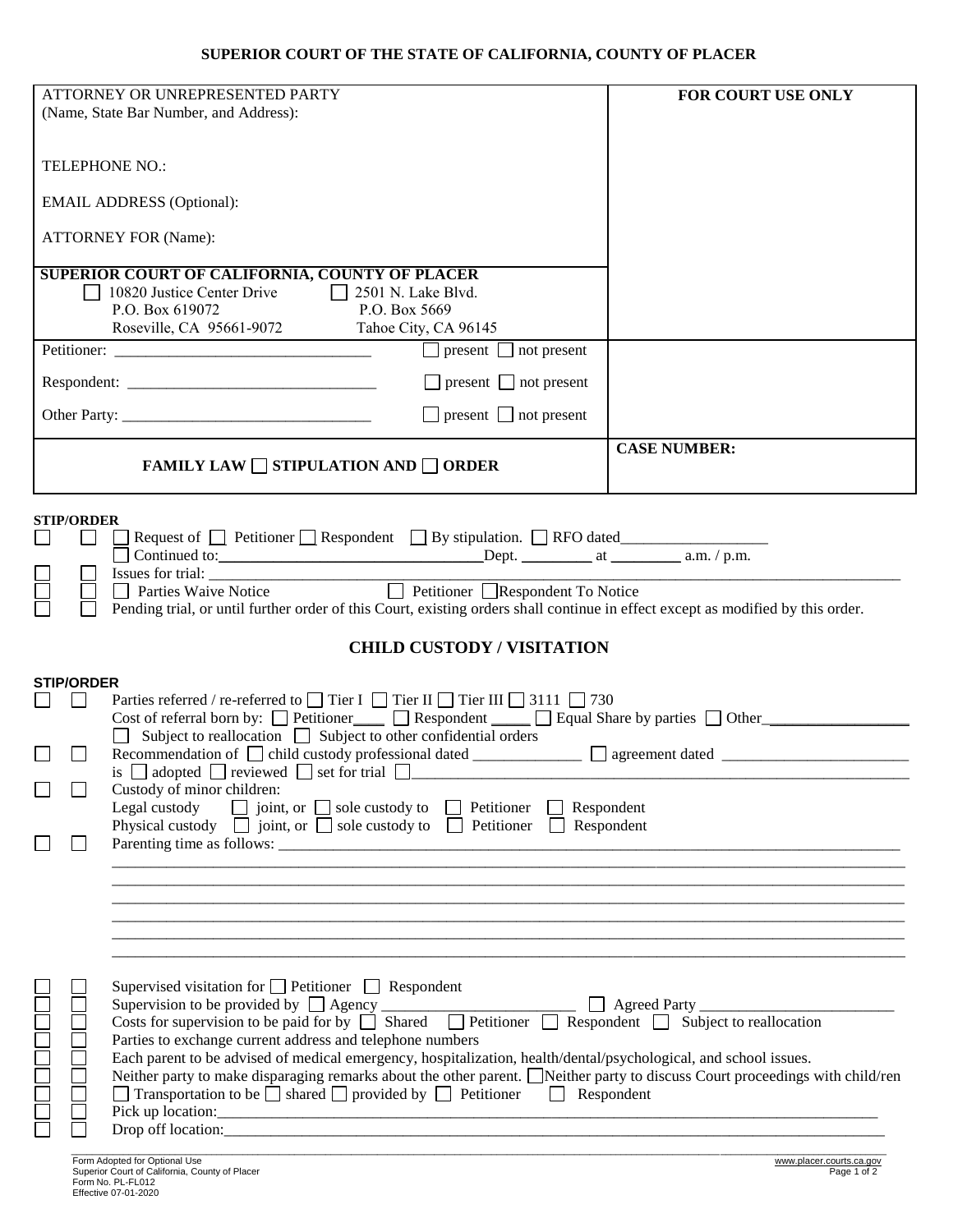**SUPERIOR COURT OF THE STATE OF CALIFORNIA, COUNTY OF PLACER**

| ATTORNEY OR UNREPRESENTED PARTY (Name, State Bar Number, and Address): | FOR COURT USE ONLY |
|---|---|
| TELEPHONE NO.: | |
| EMAIL ADDRESS (Optional): | |
| ATTORNEY FOR (Name): | |
| **SUPERIOR COURT OF CALIFORNIA, COUNTY OF PLACER** ☐ 10820 Justice Center Drive, P.O. Box 619072, Roseville, CA 95661-9072 ☐ 2501 N. Lake Blvd., P.O. Box 5669, Tahoe City, CA 96145 | |
| Petitioner: ______________ ☐ present ☐ not present | |
| Respondent: ______________ ☐ present ☐ not present | |
| Other Party: ______________ ☐ present ☐ not present | |
| **FAMILY LAW ☐ STIPULATION AND ☐ ORDER** | **CASE NUMBER:** |

**STIP/ORDER**

☐ ☐ ☐ Request of ☐ Petitioner ☐ Respondent ☐ By stipulation. ☐ RFO dated__________________
☐ Continued to:________________________________Dept. _________ at _________ a.m. / p.m.

☐ ☐ Issues for trial: ____________________________________________________________

☐ ☐ ☐ Parties Waive Notice ☐ Petitioner ☐ Respondent To Notice

☐ ☐ Pending trial, or until further order of this Court, existing orders shall continue in effect except as modified by this order.

## CHILD CUSTODY / VISITATION

**STIP/ORDER**

☐ ☐ Parties referred / re-referred to ☐ Tier I ☐ Tier II ☐ Tier III ☐ 3111 ☐ 730
Cost of referral born by: ☐ Petitioner____ ☐ Respondent _____ ☐ Equal Share by parties ☐ Other__________________
☐ Subject to reallocation ☐ Subject to other confidential orders

☐ ☐ Recommendation of ☐ child custody professional dated ______________ ☐ agreement dated ________________________
is ☐ adopted ☐ reviewed ☐ set for trial ☐____________________________________________

☐ ☐ Custody of minor children:
Legal custody ☐ joint, or ☐ sole custody to ☐ Petitioner ☐ Respondent
Physical custody ☐ joint, or ☐ sole custody to ☐ Petitioner ☐ Respondent

☐ ☐ Parenting time as follows: ____________________________________________________________
______________________________________________________________________________
______________________________________________________________________________
______________________________________________________________________________
______________________________________________________________________________
______________________________________________________________________________
______________________________________________________________________________

☐ ☐ Supervised visitation for ☐ Petitioner ☐ Respondent

☐ ☐ Supervision to be provided by ☐ Agency _________________________ ☐ Agreed Party _________________________

☐ ☐ Costs for supervision to be paid for by ☐ Shared ☐ Petitioner ☐ Respondent ☐ Subject to reallocation

☐ ☐ Parties to exchange current address and telephone numbers

☐ ☐ Each parent to be advised of medical emergency, hospitalization, health/dental/psychological, and school issues.

☐ ☐ Neither party to make disparaging remarks about the other parent. ☐ Neither party to discuss Court proceedings with child/ren

☐ ☐ ☐ Transportation to be ☐ shared ☐ provided by ☐ Petitioner ☐ Respondent

☐ ☐ Pick up location:____________________________________________________________

☐ ☐ Drop off location:___________________________________________________________

Form Adopted for Optional Use
Superior Court of California, County of Placer
Form No. PL-FL012
Effective 07-01-2020

www.placer.courts.ca.gov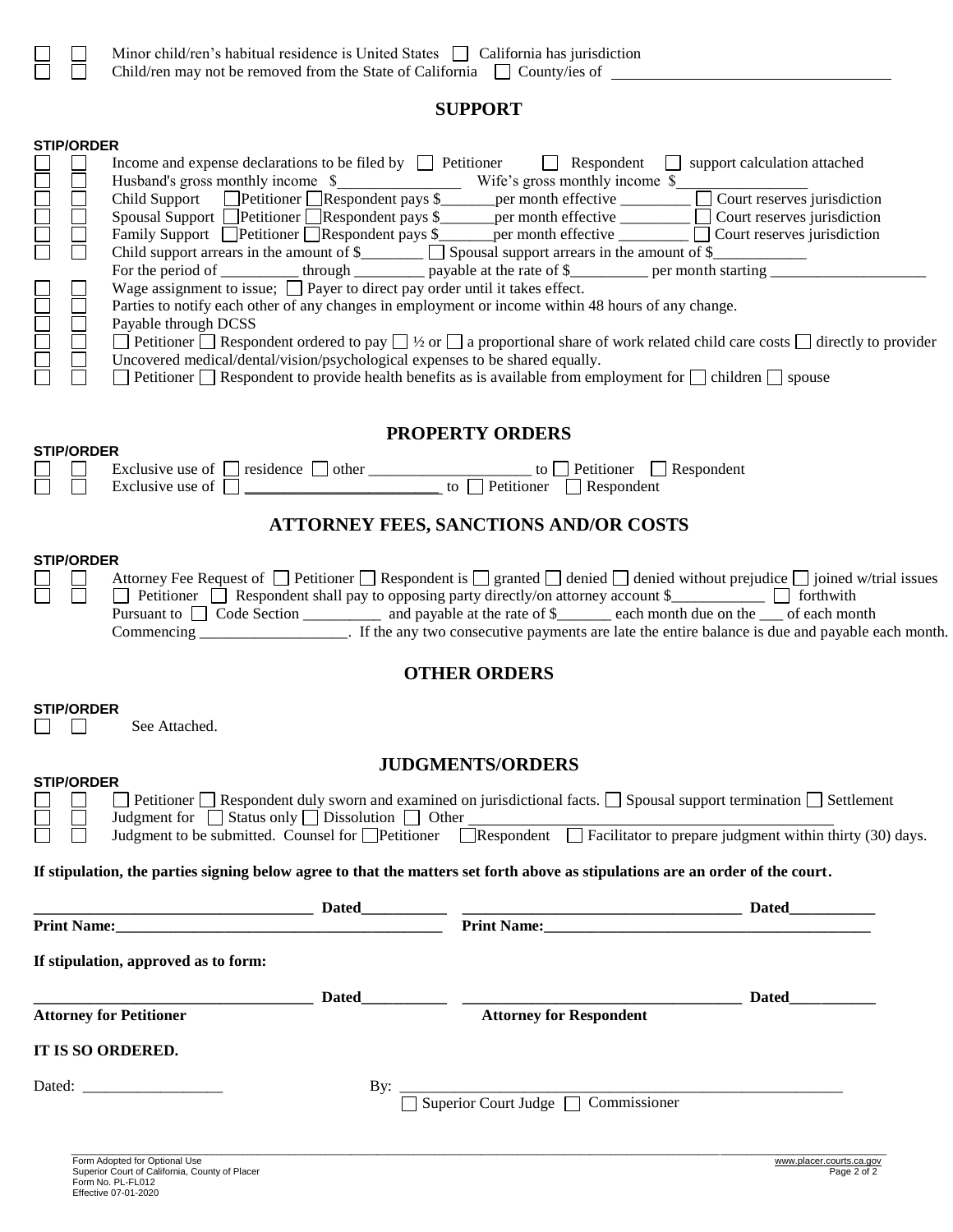☐ ☐ Minor child/ren's habitual residence is United States ☐ California has jurisdiction
☐ ☐ Child/ren may not be removed from the State of California ☐ County/ies of ____________________

## SUPPORT

**STIP/ORDER**

☐ ☐ Income and expense declarations to be filed by ☐ Petitioner ☐ Respondent ☐ support calculation attached
☐ ☐ Husband's gross monthly income $________________ Wife's gross monthly income $________________
☐ ☐ Child Support ☐ Petitioner ☐ Respondent pays $_______per month effective _________ ☐ Court reserves jurisdiction
☐ ☐ Spousal Support ☐ Petitioner ☐ Respondent pays $_______per month effective _________ ☐ Court reserves jurisdiction
☐ ☐ Family Support ☐ Petitioner ☐ Respondent pays $_______per month effective _________ ☐ Court reserves jurisdiction
☐ ☐ Child support arrears in the amount of $________ ☐ Spousal support arrears in the amount of $____________
For the period of __________ through _________ payable at the rate of $__________ per month starting ____________________
☐ ☐ Wage assignment to issue; ☐ Payer to direct pay order until it takes effect.
☐ ☐ Parties to notify each other of any changes in employment or income within 48 hours of any change.
☐ ☐ Payable through DCSS
☐ ☐ ☐ Petitioner ☐ Respondent ordered to pay ☐ ½ or ☐ a proportional share of work related child care costs ☐ directly to provider
☐ ☐ Uncovered medical/dental/vision/psychological expenses to be shared equally.
☐ ☐ ☐ Petitioner ☐ Respondent to provide health benefits as is available from employment for ☐ children ☐ spouse

## PROPERTY ORDERS

**STIP/ORDER**

☐ ☐ Exclusive use of ☐ residence ☐ other _____________________ to ☐ Petitioner ☐ Respondent
☐ ☐ Exclusive use of ☐ ________________________ to ☐ Petitioner ☐ Respondent

## ATTORNEY FEES, SANCTIONS AND/OR COSTS

**STIP/ORDER**

☐ ☐ Attorney Fee Request of ☐ Petitioner ☐ Respondent is ☐ granted ☐ denied ☐ denied without prejudice ☐ joined w/trial issues
☐ ☐ ☐ Petitioner ☐ Respondent shall pay to opposing party directly/on attorney account $___________ ☐ forthwith
Pursuant to ☐ Code Section __________ and payable at the rate of $_______ each month due on the ___ of each month
Commencing __________________. If the any two consecutive payments are late the entire balance is due and payable each month.

## OTHER ORDERS

**STIP/ORDER**

☐ ☐ See Attached.

## JUDGMENTS/ORDERS

**STIP/ORDER**

☐ ☐ ☐ Petitioner ☐ Respondent duly sworn and examined on jurisdictional facts. ☐ Spousal support termination ☐ Settlement
☐ ☐ Judgment for ☐ Status only ☐ Dissolution ☐ Other ____________________________________________
☐ ☐ Judgment to be submitted. Counsel for ☐ Petitioner ☐ Respondent ☐ Facilitator to prepare judgment within thirty (30) days.

**If stipulation, the parties signing below agree to that the matters set forth above as stipulations are an order of the court.**

____________________________________ **Dated**___________ ____________________________________ **Dated**___________
**Print Name:**__________________________________________ **Print Name:**__________________________________________

**If stipulation, approved as to form:**

____________________________________ **Dated**___________ ____________________________________ **Dated**___________
**Attorney for Petitioner** **Attorney for Respondent**

**IT IS SO ORDERED.**

Dated: __________________ By: ____________________________________________________________
☐ Superior Court Judge ☐ Commissioner

Form Adopted for Optional Use
Superior Court of California, County of Placer
Form No. PL-FL012
Effective 07-01-2020

www.placer.courts.ca.gov